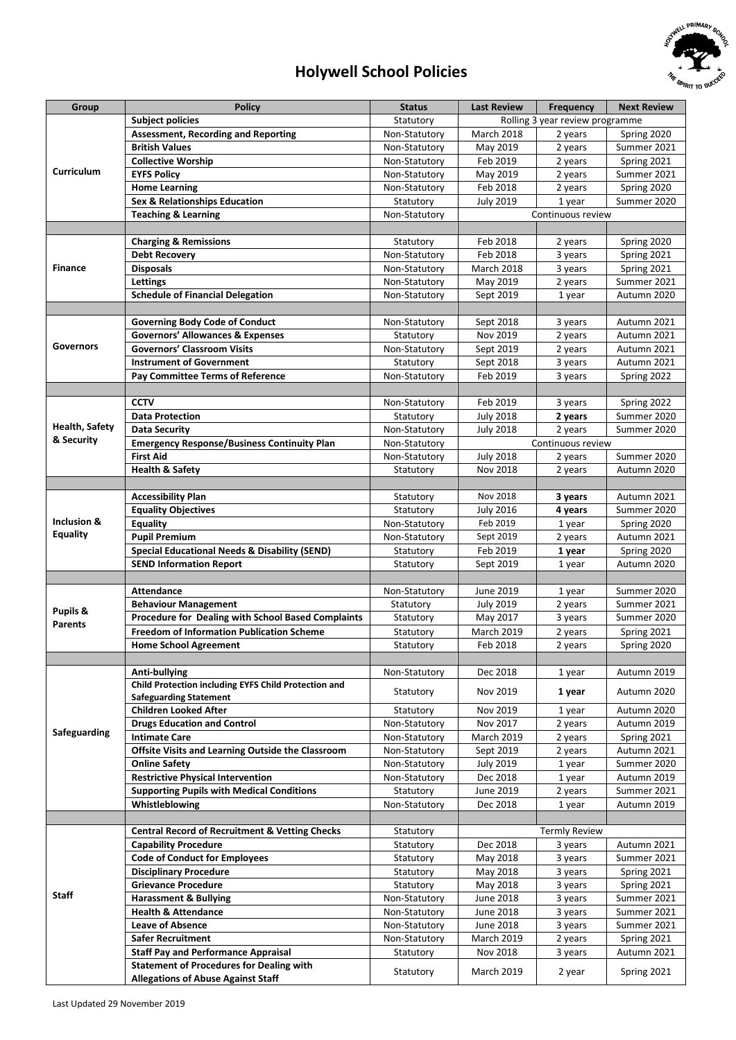# Holywell School Policies

| Group | Policy | Status | Last Review | Frequency | Next Review |
|---|---|---|---|---|---|
| Curriculum | **Subject policies** | Statutory | Rolling 3 year review programme | | |
| | **Assessment, Recording and Reporting** | Non-Statutory | March 2018 | 2 years | Spring 2020 |
| | **British Values** | Non-Statutory | May 2019 | 2 years | Summer 2021 |
| | **Collective Worship** | Non-Statutory | Feb 2019 | 2 years | Spring 2021 |
| | **EYFS Policy** | Non-Statutory | May 2019 | 2 years | Summer 2021 |
| | **Home Learning** | Non-Statutory | Feb 2018 | 2 years | Spring 2020 |
| | **Sex & Relationships Education** | Statutory | July 2019 | 1 year | Summer 2020 |
| | **Teaching & Learning** | Non-Statutory | Continuous review | | |
| | | | | | |
| Finance | **Charging & Remissions** | Statutory | Feb 2018 | 2 years | Spring 2020 |
| | **Debt Recovery** | Non-Statutory | Feb 2018 | 3 years | Spring 2021 |
| | **Disposals** | Non-Statutory | March 2018 | 3 years | Spring 2021 |
| | **Lettings** | Non-Statutory | May 2019 | 2 years | Summer 2021 |
| | **Schedule of Financial Delegation** | Non-Statutory | Sept 2019 | 1 year | Autumn 2020 |
| | | | | | |
| Governors | **Governing Body Code of Conduct** | Non-Statutory | Sept 2018 | 3 years | Autumn 2021 |
| | **Governors' Allowances & Expenses** | Statutory | Nov 2019 | 2 years | Autumn 2021 |
| | **Governors' Classroom Visits** | Non-Statutory | Sept 2019 | 2 years | Autumn 2021 |
| | **Instrument of Government** | Statutory | Sept 2018 | 3 years | Autumn 2021 |
| | **Pay Committee Terms of Reference** | Non-Statutory | Feb 2019 | 3 years | Spring 2022 |
| | | | | | |
| Health, Safety & Security | **CCTV** | Non-Statutory | Feb 2019 | 3 years | Spring 2022 |
| | **Data Protection** | Statutory | July 2018 | **2 years** | Summer 2020 |
| | **Data Security** | Non-Statutory | July 2018 | 2 years | Summer 2020 |
| | **Emergency Response/Business Continuity Plan** | Non-Statutory | Continuous review | | |
| | **First Aid** | Non-Statutory | July 2018 | 2 years | Summer 2020 |
| | **Health & Safety** | Statutory | Nov 2018 | 2 years | Autumn 2020 |
| | | | | | |
| Inclusion & Equality | **Accessibility Plan** | Statutory | Nov 2018 | **3 years** | Autumn 2021 |
| | **Equality Objectives** | Statutory | July 2016 | **4 years** | Summer 2020 |
| | **Equality** | Non-Statutory | Feb 2019 | 1 year | Spring 2020 |
| | **Pupil Premium** | Non-Statutory | Sept 2019 | 2 years | Autumn 2021 |
| | **Special Educational Needs & Disability (SEND)** | Statutory | Feb 2019 | **1 year** | Spring 2020 |
| | **SEND Information Report** | Statutory | Sept 2019 | 1 year | Autumn 2020 |
| | | | | | |
| Pupils & Parents | **Attendance** | Non-Statutory | June 2019 | 1 year | Summer 2020 |
| | **Behaviour Management** | Statutory | July 2019 | 2 years | Summer 2021 |
| | **Procedure for Dealing with School Based Complaints** | Statutory | May 2017 | 3 years | Summer 2020 |
| | **Freedom of Information Publication Scheme** | Statutory | March 2019 | 2 years | Spring 2021 |
| | **Home School Agreement** | Statutory | Feb 2018 | 2 years | Spring 2020 |
| | | | | | |
| Safeguarding | **Anti-bullying** | Non-Statutory | Dec 2018 | 1 year | Autumn 2019 |
| | **Child Protection including EYFS Child Protection and Safeguarding Statement** | Statutory | Nov 2019 | **1 year** | Autumn 2020 |
| | **Children Looked After** | Statutory | Nov 2019 | 1 year | Autumn 2020 |
| | **Drugs Education and Control** | Non-Statutory | Nov 2017 | 2 years | Autumn 2019 |
| | **Intimate Care** | Non-Statutory | March 2019 | 2 years | Spring 2021 |
| | **Offsite Visits and Learning Outside the Classroom** | Non-Statutory | Sept 2019 | 2 years | Autumn 2021 |
| | **Online Safety** | Non-Statutory | July 2019 | 1 year | Summer 2020 |
| | **Restrictive Physical Intervention** | Non-Statutory | Dec 2018 | 1 year | Autumn 2019 |
| | **Supporting Pupils with Medical Conditions** | Statutory | June 2019 | 2 years | Summer 2021 |
| | **Whistleblowing** | Non-Statutory | Dec 2018 | 1 year | Autumn 2019 |
| | | | | | |
| Staff | **Central Record of Recruitment & Vetting Checks** | Statutory | Termly Review | | |
| | **Capability Procedure** | Statutory | Dec 2018 | 3 years | Autumn 2021 |
| | **Code of Conduct for Employees** | Statutory | May 2018 | 3 years | Summer 2021 |
| | **Disciplinary Procedure** | Statutory | May 2018 | 3 years | Spring 2021 |
| | **Grievance Procedure** | Statutory | May 2018 | 3 years | Spring 2021 |
| | **Harassment & Bullying** | Non-Statutory | June 2018 | 3 years | Summer 2021 |
| | **Health & Attendance** | Non-Statutory | June 2018 | 3 years | Summer 2021 |
| | **Leave of Absence** | Non-Statutory | June 2018 | 3 years | Summer 2021 |
| | **Safer Recruitment** | Non-Statutory | March 2019 | 2 years | Spring 2021 |
| | **Staff Pay and Performance Appraisal** | Statutory | Nov 2018 | 3 years | Autumn 2021 |
| | **Statement of Procedures for Dealing with Allegations of Abuse Against Staff** | Statutory | March 2019 | 2 year | Spring 2021 |

Last Updated 29 November 2019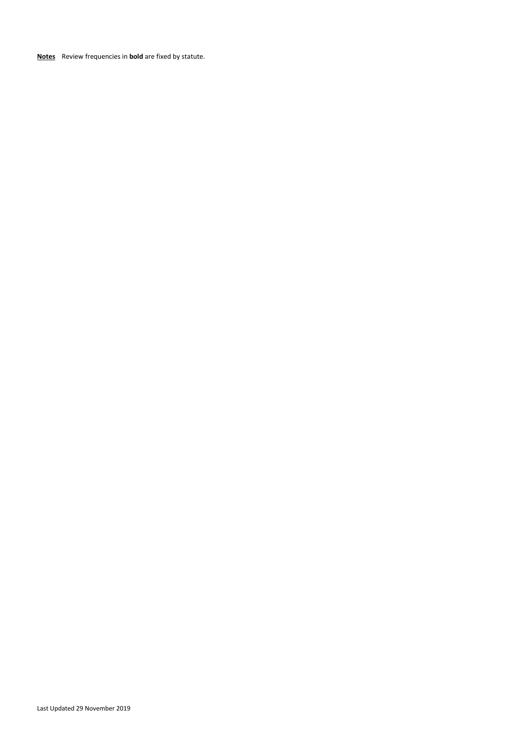**<u>Notes</u>** Review frequencies in **bold** are fixed by statute.

Last Updated 29 November 2019